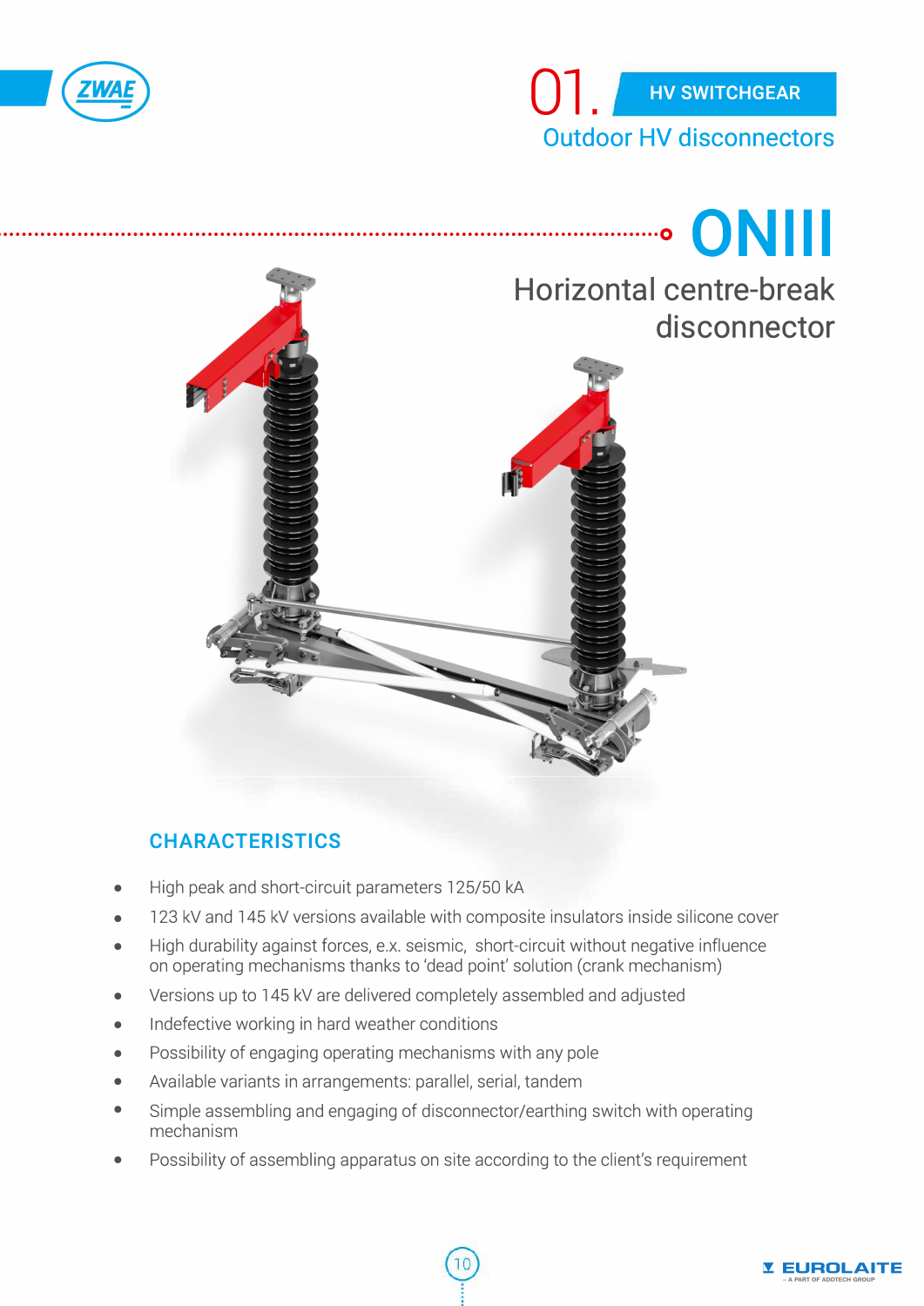# 01. HV SWITCHGEAR

## Outdoor HV disconnectors

# ONIII

## Horizontal centre-break disconnector

### CHARACTERISTICS

- High peak and short-circuit parameters 125/50 kA
- 123 kV and 145 kV versions available with composite insulators inside silicone cover
- High durability against forces, e.x. seismic, short-circuit without negative influence on operating mechanisms thanks to 'dead point' solution (crank mechanism)
- Versions up to 145 kV are delivered completely assembled and adjusted
- Indefective working in hard weather conditions
- Possibility of engaging operating mechanisms with any pole
- Available variants in arrangements: parallel, serial, tandem
- Simple assembling and engaging of disconnector/earthing switch with operating mechanism
- Possibility of assembling apparatus on site according to the client's requirement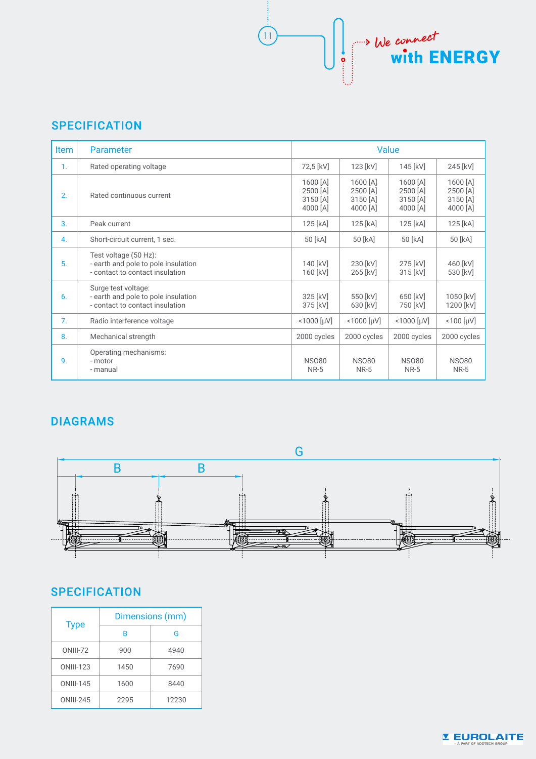## SPECIFICATION

| Item | Parameter | Value | | | |
|---|---|---|---|---|---|
| 1. | Rated operating voltage | 72,5 [kV] | 123 [kV] | 145 [kV] | 245 [kV] |
| 2. | Rated continuous current | 1600 [A]<br>2500 [A]<br>3150 [A]<br>4000 [A] | 1600 [A]<br>2500 [A]<br>3150 [A]<br>4000 [A] | 1600 [A]<br>2500 [A]<br>3150 [A]<br>4000 [A] | 1600 [A]<br>2500 [A]<br>3150 [A]<br>4000 [A] |
| 3. | Peak current | 125 [kA] | 125 [kA] | 125 [kA] | 125 [kA] |
| 4. | Short-circuit current, 1 sec. | 50 [kA] | 50 [kA] | 50 [kA] | 50 [kA] |
| 5. | Test voltage (50 Hz):<br>- earth and pole to pole insulation<br>- contact to contact insulation | 140 [kV]<br>160 [kV] | 230 [kV]<br>265 [kV] | 275 [kV]<br>315 [kV] | 460 [kV]<br>530 [kV] |
| 6. | Surge test voltage:<br>- earth and pole to pole insulation<br>- contact to contact insulation | 325 [kV]<br>375 [kV] | 550 [kV]<br>630 [kV] | 650 [kV]<br>750 [kV] | 1050 [kV]<br>1200 [kV] |
| 7. | Radio interference voltage | <1000 [μV] | <1000 [μV] | <1000 [μV] | <100 [μV] |
| 8. | Mechanical strength | 2000 cycles | 2000 cycles | 2000 cycles | 2000 cycles |
| 9. | Operating mechanisms:<br>- motor<br>- manual | NSO80<br>NR-5 | NSO80<br>NR-5 | NSO80<br>NR-5 | NSO80<br>NR-5 |

## DIAGRAMS

G

B B

## SPECIFICATION

| Type | Dimensions (mm) | |
|---|---|---|
| | B | G |
| ONIII-72 | 900 | 4940 |
| ONIII-123 | 1450 | 7690 |
| ONIII-145 | 1600 | 8440 |
| ONIII-245 | 2295 | 12230 |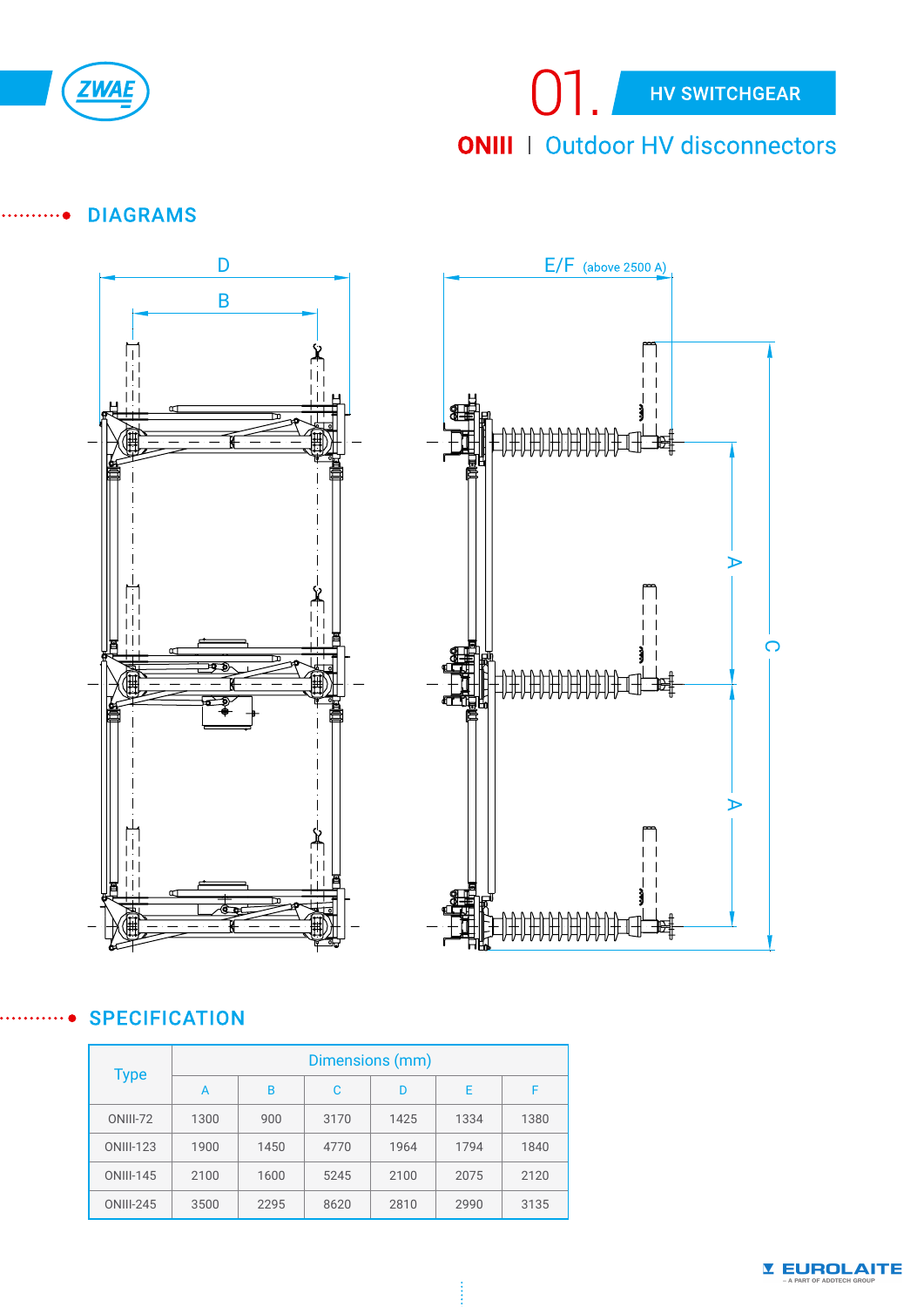01. HV SWITCHGEAR

**ONIII** | Outdoor HV disconnectors

## DIAGRAMS

D

B

E/F (above 2500 A)

A

A

C

## SPECIFICATION

| Type | Dimensions (mm) | | | | | |
|---|---|---|---|---|---|---|
| | A | B | C | D | E | F |
| ONIII-72 | 1300 | 900 | 3170 | 1425 | 1334 | 1380 |
| ONIII-123 | 1900 | 1450 | 4770 | 1964 | 1794 | 1840 |
| ONIII-145 | 2100 | 1600 | 5245 | 2100 | 2075 | 2120 |
| ONIII-245 | 3500 | 2295 | 8620 | 2810 | 2990 | 3135 |